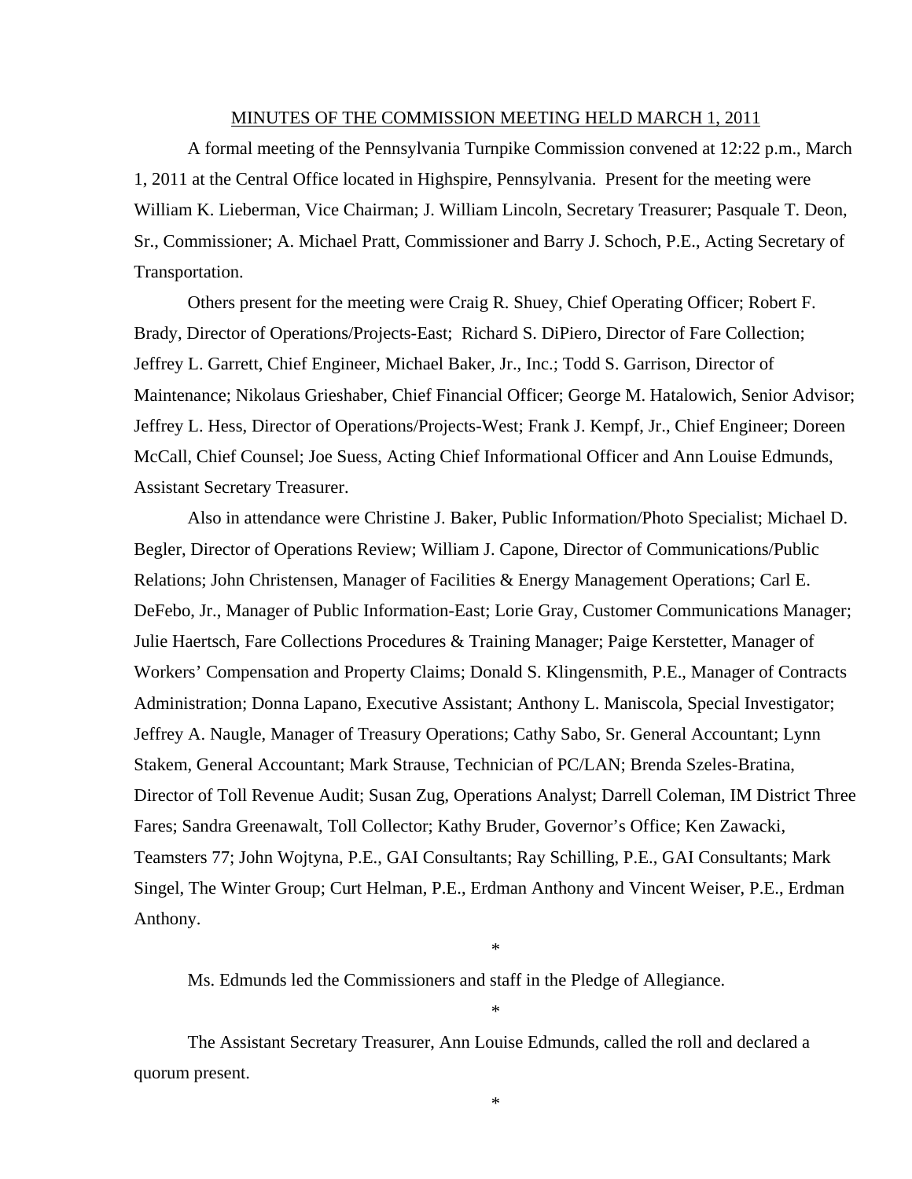MINUTES OF THE COMMISSION MEETING HELD MARCH 1, 2011

A formal meeting of the Pennsylvania Turnpike Commission convened at 12:22 p.m., March 1, 2011 at the Central Office located in Highspire, Pennsylvania. Present for the meeting were William K. Lieberman, Vice Chairman; J. William Lincoln, Secretary Treasurer; Pasquale T. Deon, Sr., Commissioner; A. Michael Pratt, Commissioner and Barry J. Schoch, P.E., Acting Secretary of Transportation.

Others present for the meeting were Craig R. Shuey, Chief Operating Officer; Robert F. Brady, Director of Operations/Projects-East; Richard S. DiPiero, Director of Fare Collection; Jeffrey L. Garrett, Chief Engineer, Michael Baker, Jr., Inc.; Todd S. Garrison, Director of Maintenance; Nikolaus Grieshaber, Chief Financial Officer; George M. Hatalowich, Senior Advisor; Jeffrey L. Hess, Director of Operations/Projects-West; Frank J. Kempf, Jr., Chief Engineer; Doreen McCall, Chief Counsel; Joe Suess, Acting Chief Informational Officer and Ann Louise Edmunds, Assistant Secretary Treasurer.

Also in attendance were Christine J. Baker, Public Information/Photo Specialist; Michael D. Begler, Director of Operations Review; William J. Capone, Director of Communications/Public Relations; John Christensen, Manager of Facilities & Energy Management Operations; Carl E. DeFebo, Jr., Manager of Public Information-East; Lorie Gray, Customer Communications Manager; Julie Haertsch, Fare Collections Procedures & Training Manager; Paige Kerstetter, Manager of Workers' Compensation and Property Claims; Donald S. Klingensmith, P.E., Manager of Contracts Administration; Donna Lapano, Executive Assistant; Anthony L. Maniscola, Special Investigator; Jeffrey A. Naugle, Manager of Treasury Operations; Cathy Sabo, Sr. General Accountant; Lynn Stakem, General Accountant; Mark Strause, Technician of PC/LAN; Brenda Szeles-Bratina, Director of Toll Revenue Audit; Susan Zug, Operations Analyst; Darrell Coleman, IM District Three Fares; Sandra Greenawalt, Toll Collector; Kathy Bruder, Governor's Office; Ken Zawacki, Teamsters 77; John Wojtyna, P.E., GAI Consultants; Ray Schilling, P.E., GAI Consultants; Mark Singel, The Winter Group; Curt Helman, P.E., Erdman Anthony and Vincent Weiser, P.E., Erdman Anthony.

\*

Ms. Edmunds led the Commissioners and staff in the Pledge of Allegiance.

\*

The Assistant Secretary Treasurer, Ann Louise Edmunds, called the roll and declared a quorum present.

\*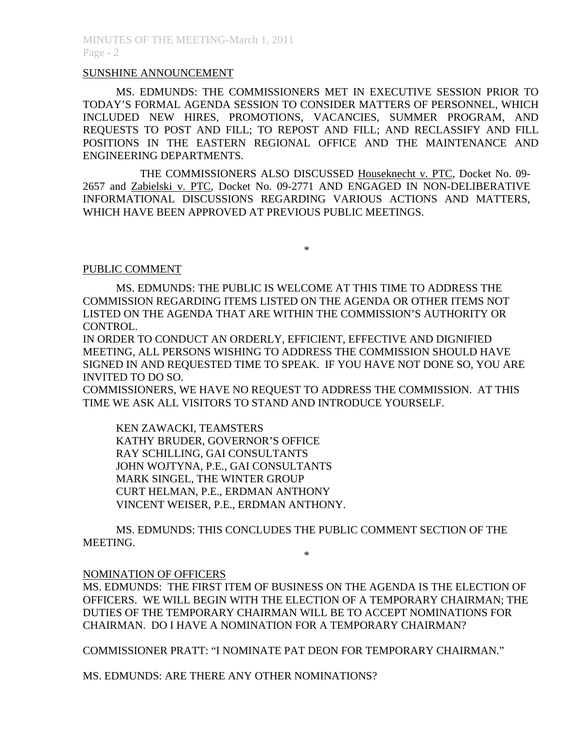SUNSHINE ANNOUNCEMENT

MS. EDMUNDS: THE COMMISSIONERS MET IN EXECUTIVE SESSION PRIOR TO TODAY'S FORMAL AGENDA SESSION TO CONSIDER MATTERS OF PERSONNEL, WHICH INCLUDED NEW HIRES, PROMOTIONS, VACANCIES, SUMMER PROGRAM, AND REQUESTS TO POST AND FILL; TO REPOST AND FILL; AND RECLASSIFY AND FILL POSITIONS IN THE EASTERN REGIONAL OFFICE AND THE MAINTENANCE AND ENGINEERING DEPARTMENTS.

THE COMMISSIONERS ALSO DISCUSSED Houseknecht v. PTC, Docket No. 09-2657 and Zabielski v. PTC, Docket No. 09-2771 AND ENGAGED IN NON-DELIBERATIVE INFORMATIONAL DISCUSSIONS REGARDING VARIOUS ACTIONS AND MATTERS, WHICH HAVE BEEN APPROVED AT PREVIOUS PUBLIC MEETINGS.

*

PUBLIC COMMENT

MS. EDMUNDS: THE PUBLIC IS WELCOME AT THIS TIME TO ADDRESS THE COMMISSION REGARDING ITEMS LISTED ON THE AGENDA OR OTHER ITEMS NOT LISTED ON THE AGENDA THAT ARE WITHIN THE COMMISSION'S AUTHORITY OR CONTROL.

IN ORDER TO CONDUCT AN ORDERLY, EFFICIENT, EFFECTIVE AND DIGNIFIED MEETING, ALL PERSONS WISHING TO ADDRESS THE COMMISSION SHOULD HAVE SIGNED IN AND REQUESTED TIME TO SPEAK. IF YOU HAVE NOT DONE SO, YOU ARE INVITED TO DO SO.

COMMISSIONERS, WE HAVE NO REQUEST TO ADDRESS THE COMMISSION. AT THIS TIME WE ASK ALL VISITORS TO STAND AND INTRODUCE YOURSELF.

KEN ZAWACKI, TEAMSTERS
KATHY BRUDER, GOVERNOR'S OFFICE
RAY SCHILLING, GAI CONSULTANTS
JOHN WOJTYNA, P.E., GAI CONSULTANTS
MARK SINGEL, THE WINTER GROUP
CURT HELMAN, P.E., ERDMAN ANTHONY
VINCENT WEISER, P.E., ERDMAN ANTHONY.

MS. EDMUNDS: THIS CONCLUDES THE PUBLIC COMMENT SECTION OF THE MEETING.

*

NOMINATION OF OFFICERS

MS. EDMUNDS: THE FIRST ITEM OF BUSINESS ON THE AGENDA IS THE ELECTION OF OFFICERS. WE WILL BEGIN WITH THE ELECTION OF A TEMPORARY CHAIRMAN; THE DUTIES OF THE TEMPORARY CHAIRMAN WILL BE TO ACCEPT NOMINATIONS FOR CHAIRMAN. DO I HAVE A NOMINATION FOR A TEMPORARY CHAIRMAN?

COMMISSIONER PRATT: "I NOMINATE PAT DEON FOR TEMPORARY CHAIRMAN."

MS. EDMUNDS: ARE THERE ANY OTHER NOMINATIONS?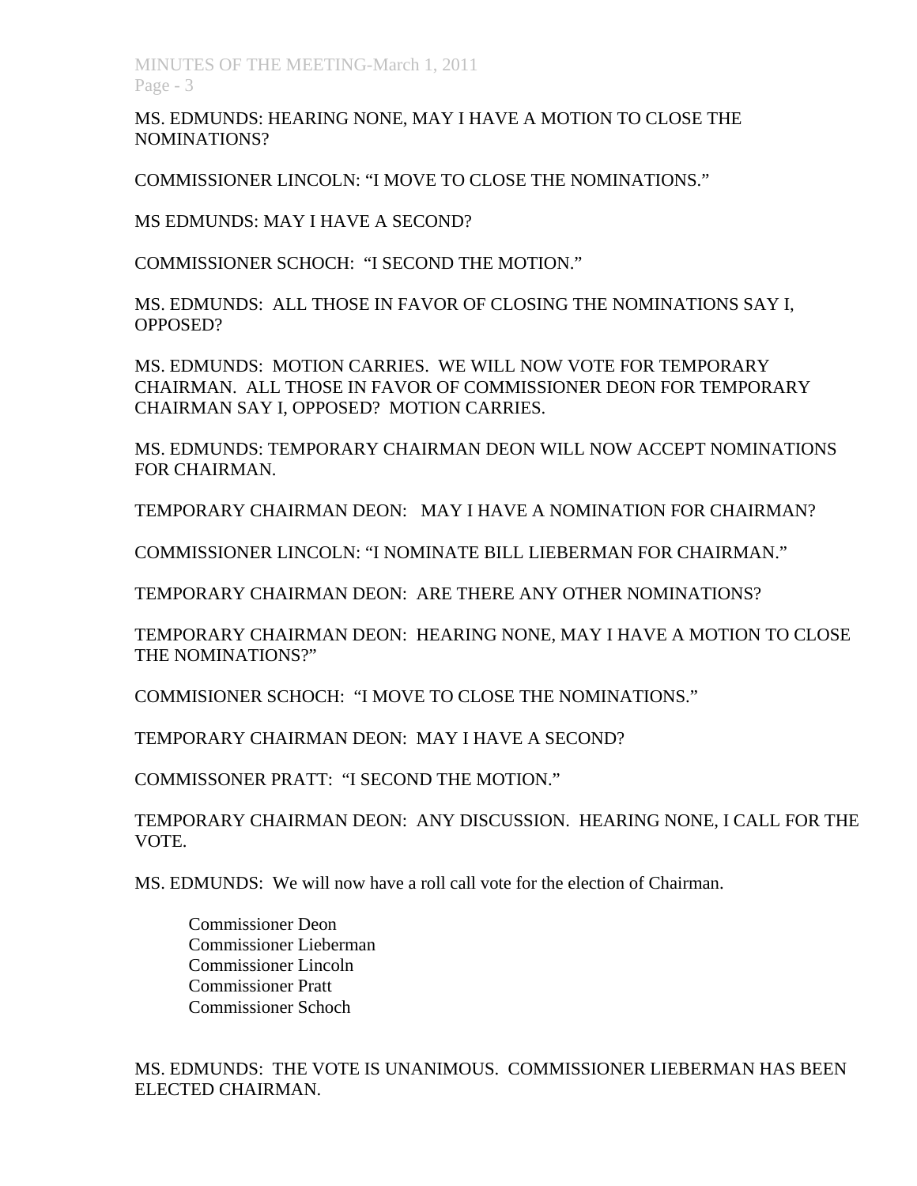MS. EDMUNDS: HEARING NONE, MAY I HAVE A MOTION TO CLOSE THE NOMINATIONS?

COMMISSIONER LINCOLN: "I MOVE TO CLOSE THE NOMINATIONS."

MS EDMUNDS: MAY I HAVE A SECOND?

COMMISSIONER SCHOCH: "I SECOND THE MOTION."

MS. EDMUNDS: ALL THOSE IN FAVOR OF CLOSING THE NOMINATIONS SAY I, OPPOSED?

MS. EDMUNDS: MOTION CARRIES. WE WILL NOW VOTE FOR TEMPORARY CHAIRMAN. ALL THOSE IN FAVOR OF COMMISSIONER DEON FOR TEMPORARY CHAIRMAN SAY I, OPPOSED? MOTION CARRIES.

MS. EDMUNDS: TEMPORARY CHAIRMAN DEON WILL NOW ACCEPT NOMINATIONS FOR CHAIRMAN.

TEMPORARY CHAIRMAN DEON: MAY I HAVE A NOMINATION FOR CHAIRMAN?

COMMISSIONER LINCOLN: "I NOMINATE BILL LIEBERMAN FOR CHAIRMAN."

TEMPORARY CHAIRMAN DEON: ARE THERE ANY OTHER NOMINATIONS?

TEMPORARY CHAIRMAN DEON: HEARING NONE, MAY I HAVE A MOTION TO CLOSE THE NOMINATIONS?"

COMMISIONER SCHOCH: "I MOVE TO CLOSE THE NOMINATIONS."

TEMPORARY CHAIRMAN DEON: MAY I HAVE A SECOND?

COMMISSONER PRATT: "I SECOND THE MOTION."

TEMPORARY CHAIRMAN DEON: ANY DISCUSSION. HEARING NONE, I CALL FOR THE VOTE.

MS. EDMUNDS: We will now have a roll call vote for the election of Chairman.

Commissioner Deon
Commissioner Lieberman
Commissioner Lincoln
Commissioner Pratt
Commissioner Schoch

MS. EDMUNDS: THE VOTE IS UNANIMOUS. COMMISSIONER LIEBERMAN HAS BEEN ELECTED CHAIRMAN.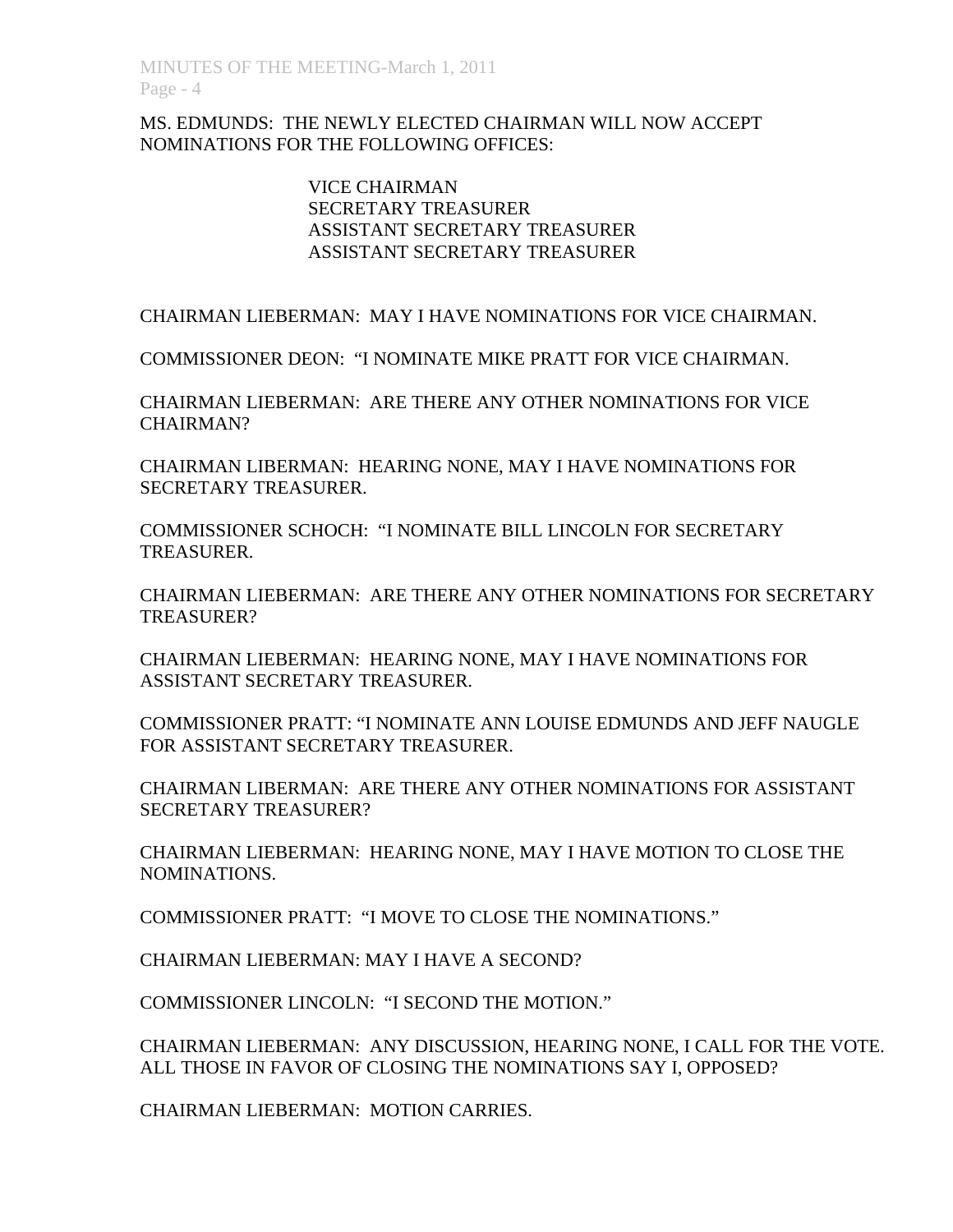MS. EDMUNDS: THE NEWLY ELECTED CHAIRMAN WILL NOW ACCEPT NOMINATIONS FOR THE FOLLOWING OFFICES:

VICE CHAIRMAN
SECRETARY TREASURER
ASSISTANT SECRETARY TREASURER
ASSISTANT SECRETARY TREASURER

CHAIRMAN LIEBERMAN: MAY I HAVE NOMINATIONS FOR VICE CHAIRMAN.

COMMISSIONER DEON: "I NOMINATE MIKE PRATT FOR VICE CHAIRMAN.

CHAIRMAN LIEBERMAN: ARE THERE ANY OTHER NOMINATIONS FOR VICE CHAIRMAN?

CHAIRMAN LIBERMAN: HEARING NONE, MAY I HAVE NOMINATIONS FOR SECRETARY TREASURER.

COMMISSIONER SCHOCH: "I NOMINATE BILL LINCOLN FOR SECRETARY TREASURER.

CHAIRMAN LIEBERMAN: ARE THERE ANY OTHER NOMINATIONS FOR SECRETARY TREASURER?

CHAIRMAN LIEBERMAN: HEARING NONE, MAY I HAVE NOMINATIONS FOR ASSISTANT SECRETARY TREASURER.

COMMISSIONER PRATT: "I NOMINATE ANN LOUISE EDMUNDS AND JEFF NAUGLE FOR ASSISTANT SECRETARY TREASURER.

CHAIRMAN LIBERMAN: ARE THERE ANY OTHER NOMINATIONS FOR ASSISTANT SECRETARY TREASURER?

CHAIRMAN LIEBERMAN: HEARING NONE, MAY I HAVE MOTION TO CLOSE THE NOMINATIONS.

COMMISSIONER PRATT: "I MOVE TO CLOSE THE NOMINATIONS."

CHAIRMAN LIEBERMAN: MAY I HAVE A SECOND?

COMMISSIONER LINCOLN: "I SECOND THE MOTION."

CHAIRMAN LIEBERMAN: ANY DISCUSSION, HEARING NONE, I CALL FOR THE VOTE. ALL THOSE IN FAVOR OF CLOSING THE NOMINATIONS SAY I, OPPOSED?

CHAIRMAN LIEBERMAN: MOTION CARRIES.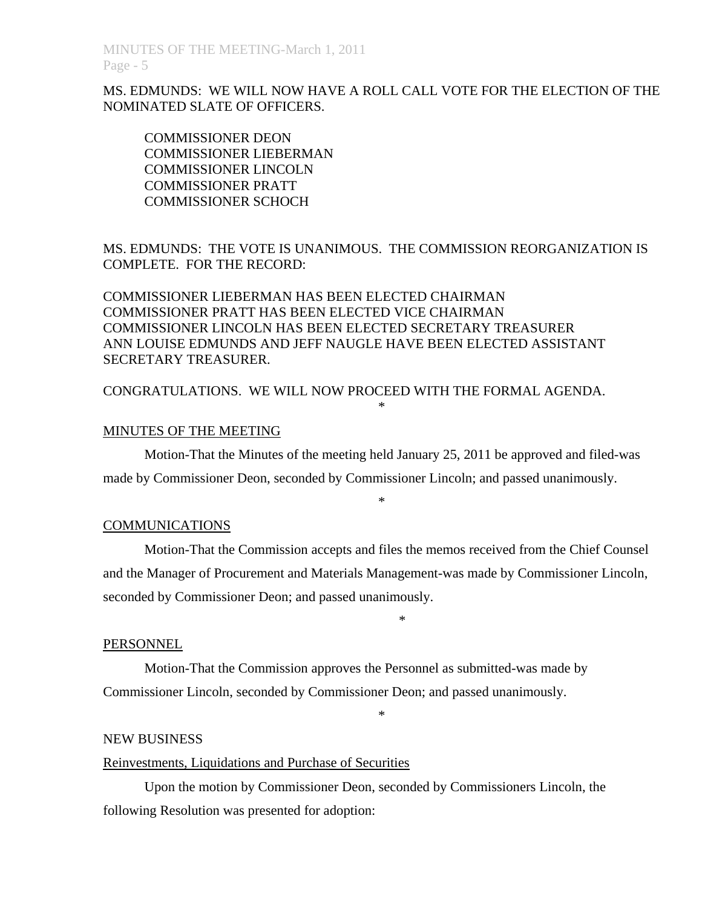MS. EDMUNDS: WE WILL NOW HAVE A ROLL CALL VOTE FOR THE ELECTION OF THE NOMINATED SLATE OF OFFICERS.

COMMISSIONER DEON
COMMISSIONER LIEBERMAN
COMMISSIONER LINCOLN
COMMISSIONER PRATT
COMMISSIONER SCHOCH

MS. EDMUNDS: THE VOTE IS UNANIMOUS. THE COMMISSION REORGANIZATION IS COMPLETE. FOR THE RECORD:

COMMISSIONER LIEBERMAN HAS BEEN ELECTED CHAIRMAN
COMMISSIONER PRATT HAS BEEN ELECTED VICE CHAIRMAN
COMMISSIONER LINCOLN HAS BEEN ELECTED SECRETARY TREASURER
ANN LOUISE EDMUNDS AND JEFF NAUGLE HAVE BEEN ELECTED ASSISTANT SECRETARY TREASURER.

CONGRATULATIONS. WE WILL NOW PROCEED WITH THE FORMAL AGENDA.

*

MINUTES OF THE MEETING

Motion-That the Minutes of the meeting held January 25, 2011 be approved and filed-was made by Commissioner Deon, seconded by Commissioner Lincoln; and passed unanimously.

*

COMMUNICATIONS

Motion-That the Commission accepts and files the memos received from the Chief Counsel and the Manager of Procurement and Materials Management-was made by Commissioner Lincoln, seconded by Commissioner Deon; and passed unanimously.

*

PERSONNEL

Motion-That the Commission approves the Personnel as submitted-was made by Commissioner Lincoln, seconded by Commissioner Deon; and passed unanimously.

*

NEW BUSINESS

Reinvestments, Liquidations and Purchase of Securities

Upon the motion by Commissioner Deon, seconded by Commissioners Lincoln, the following Resolution was presented for adoption: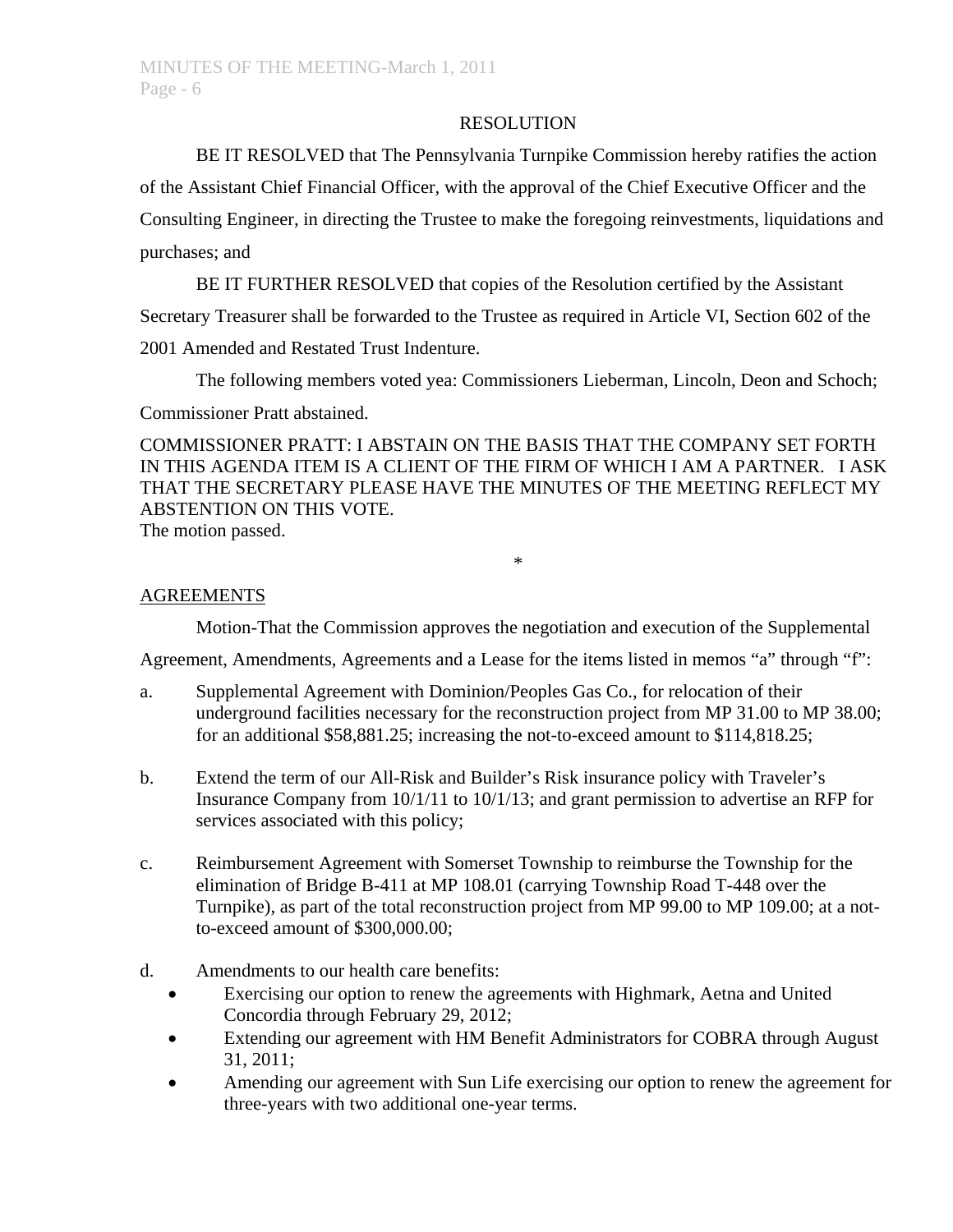RESOLUTION

BE IT RESOLVED that The Pennsylvania Turnpike Commission hereby ratifies the action of the Assistant Chief Financial Officer, with the approval of the Chief Executive Officer and the Consulting Engineer, in directing the Trustee to make the foregoing reinvestments, liquidations and purchases; and

BE IT FURTHER RESOLVED that copies of the Resolution certified by the Assistant Secretary Treasurer shall be forwarded to the Trustee as required in Article VI, Section 602 of the 2001 Amended and Restated Trust Indenture.

The following members voted yea: Commissioners Lieberman, Lincoln, Deon and Schoch; Commissioner Pratt abstained.

COMMISSIONER PRATT: I ABSTAIN ON THE BASIS THAT THE COMPANY SET FORTH IN THIS AGENDA ITEM IS A CLIENT OF THE FIRM OF WHICH I AM A PARTNER. I ASK THAT THE SECRETARY PLEASE HAVE THE MINUTES OF THE MEETING REFLECT MY ABSTENTION ON THIS VOTE.
The motion passed.

*

AGREEMENTS

Motion-That the Commission approves the negotiation and execution of the Supplemental Agreement, Amendments, Agreements and a Lease for the items listed in memos "a" through "f":

a. Supplemental Agreement with Dominion/Peoples Gas Co., for relocation of their underground facilities necessary for the reconstruction project from MP 31.00 to MP 38.00; for an additional $58,881.25; increasing the not-to-exceed amount to $114,818.25;

b. Extend the term of our All-Risk and Builder's Risk insurance policy with Traveler's Insurance Company from 10/1/11 to 10/1/13; and grant permission to advertise an RFP for services associated with this policy;

c. Reimbursement Agreement with Somerset Township to reimburse the Township for the elimination of Bridge B-411 at MP 108.01 (carrying Township Road T-448 over the Turnpike), as part of the total reconstruction project from MP 99.00 to MP 109.00; at a not-to-exceed amount of $300,000.00;

d. Amendments to our health care benefits:
   - Exercising our option to renew the agreements with Highmark, Aetna and United Concordia through February 29, 2012;
   - Extending our agreement with HM Benefit Administrators for COBRA through August 31, 2011;
   - Amending our agreement with Sun Life exercising our option to renew the agreement for three-years with two additional one-year terms.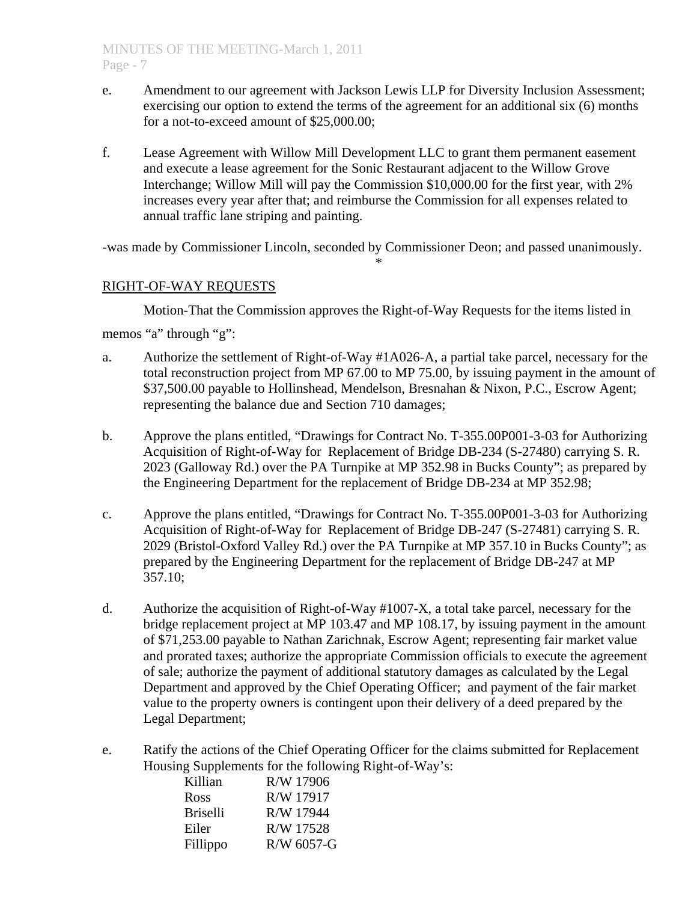e. Amendment to our agreement with Jackson Lewis LLP for Diversity Inclusion Assessment; exercising our option to extend the terms of the agreement for an additional six (6) months for a not-to-exceed amount of $25,000.00;

f. Lease Agreement with Willow Mill Development LLC to grant them permanent easement and execute a lease agreement for the Sonic Restaurant adjacent to the Willow Grove Interchange; Willow Mill will pay the Commission $10,000.00 for the first year, with 2% increases every year after that; and reimburse the Commission for all expenses related to annual traffic lane striping and painting.

-was made by Commissioner Lincoln, seconded by Commissioner Deon; and passed unanimously.

*

RIGHT-OF-WAY REQUESTS

Motion-That the Commission approves the Right-of-Way Requests for the items listed in memos "a" through "g":

a. Authorize the settlement of Right-of-Way #1A026-A, a partial take parcel, necessary for the total reconstruction project from MP 67.00 to MP 75.00, by issuing payment in the amount of $37,500.00 payable to Hollinshead, Mendelson, Bresnahan & Nixon, P.C., Escrow Agent; representing the balance due and Section 710 damages;

b. Approve the plans entitled, "Drawings for Contract No. T-355.00P001-3-03 for Authorizing Acquisition of Right-of-Way for Replacement of Bridge DB-234 (S-27480) carrying S. R. 2023 (Galloway Rd.) over the PA Turnpike at MP 352.98 in Bucks County"; as prepared by the Engineering Department for the replacement of Bridge DB-234 at MP 352.98;

c. Approve the plans entitled, "Drawings for Contract No. T-355.00P001-3-03 for Authorizing Acquisition of Right-of-Way for Replacement of Bridge DB-247 (S-27481) carrying S. R. 2029 (Bristol-Oxford Valley Rd.) over the PA Turnpike at MP 357.10 in Bucks County"; as prepared by the Engineering Department for the replacement of Bridge DB-247 at MP 357.10;

d. Authorize the acquisition of Right-of-Way #1007-X, a total take parcel, necessary for the bridge replacement project at MP 103.47 and MP 108.17, by issuing payment in the amount of $71,253.00 payable to Nathan Zarichnak, Escrow Agent; representing fair market value and prorated taxes; authorize the appropriate Commission officials to execute the agreement of sale; authorize the payment of additional statutory damages as calculated by the Legal Department and approved by the Chief Operating Officer; and payment of the fair market value to the property owners is contingent upon their delivery of a deed prepared by the Legal Department;

e. Ratify the actions of the Chief Operating Officer for the claims submitted for Replacement Housing Supplements for the following Right-of-Way's:

| | |
|---|---|
| Killian | R/W 17906 |
| Ross | R/W 17917 |
| Briselli | R/W 17944 |
| Eiler | R/W 17528 |
| Fillippo | R/W 6057-G |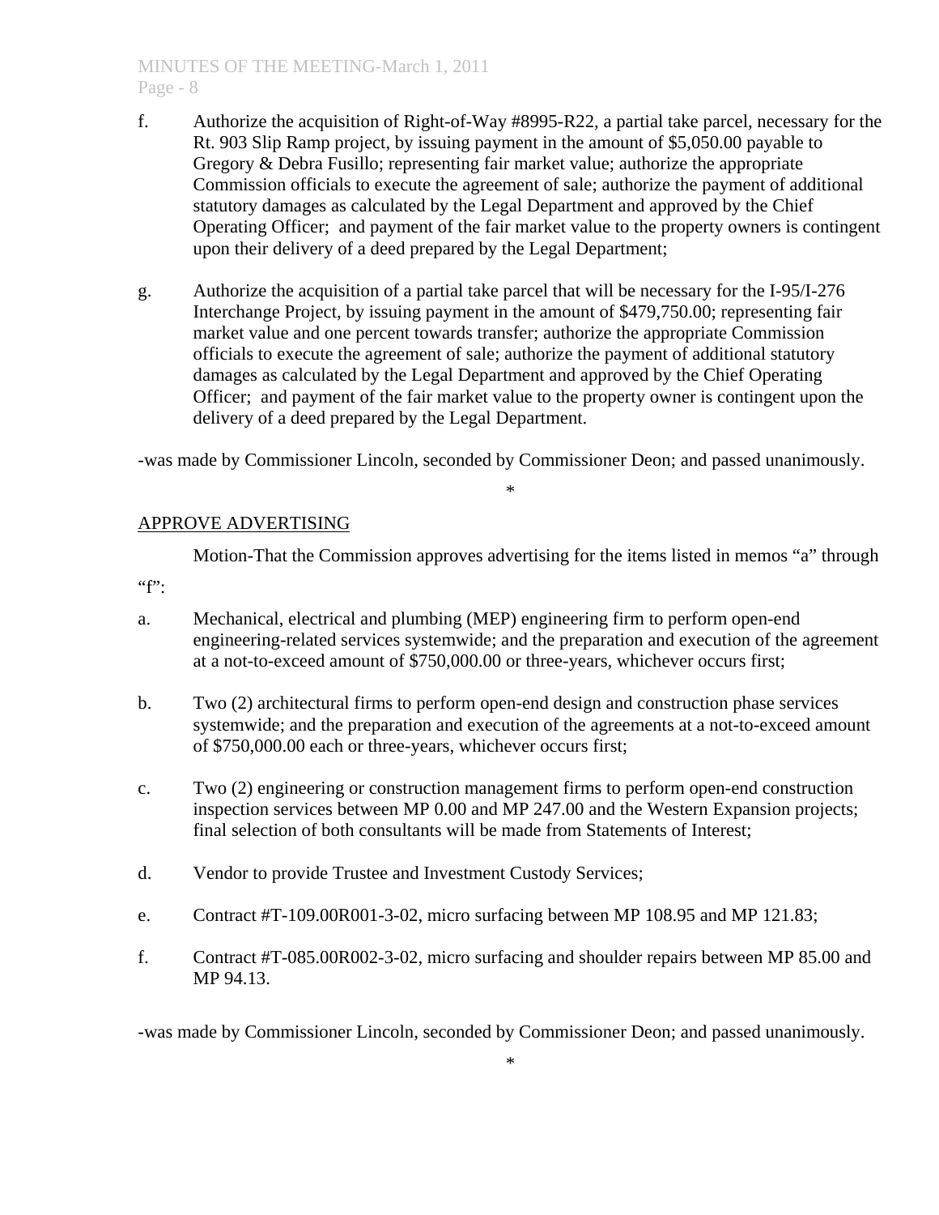f. Authorize the acquisition of Right-of-Way #8995-R22, a partial take parcel, necessary for the Rt. 903 Slip Ramp project, by issuing payment in the amount of $5,050.00 payable to Gregory & Debra Fusillo; representing fair market value; authorize the appropriate Commission officials to execute the agreement of sale; authorize the payment of additional statutory damages as calculated by the Legal Department and approved by the Chief Operating Officer; and payment of the fair market value to the property owners is contingent upon their delivery of a deed prepared by the Legal Department;

g. Authorize the acquisition of a partial take parcel that will be necessary for the I-95/I-276 Interchange Project, by issuing payment in the amount of $479,750.00; representing fair market value and one percent towards transfer; authorize the appropriate Commission officials to execute the agreement of sale; authorize the payment of additional statutory damages as calculated by the Legal Department and approved by the Chief Operating Officer; and payment of the fair market value to the property owner is contingent upon the delivery of a deed prepared by the Legal Department.

-was made by Commissioner Lincoln, seconded by Commissioner Deon; and passed unanimously.

*

APPROVE ADVERTISING

Motion-That the Commission approves advertising for the items listed in memos "a" through "f":

a. Mechanical, electrical and plumbing (MEP) engineering firm to perform open-end engineering-related services systemwide; and the preparation and execution of the agreement at a not-to-exceed amount of $750,000.00 or three-years, whichever occurs first;

b. Two (2) architectural firms to perform open-end design and construction phase services systemwide; and the preparation and execution of the agreements at a not-to-exceed amount of $750,000.00 each or three-years, whichever occurs first;

c. Two (2) engineering or construction management firms to perform open-end construction inspection services between MP 0.00 and MP 247.00 and the Western Expansion projects; final selection of both consultants will be made from Statements of Interest;

d. Vendor to provide Trustee and Investment Custody Services;

e. Contract #T-109.00R001-3-02, micro surfacing between MP 108.95 and MP 121.83;

f. Contract #T-085.00R002-3-02, micro surfacing and shoulder repairs between MP 85.00 and MP 94.13.

-was made by Commissioner Lincoln, seconded by Commissioner Deon; and passed unanimously.

*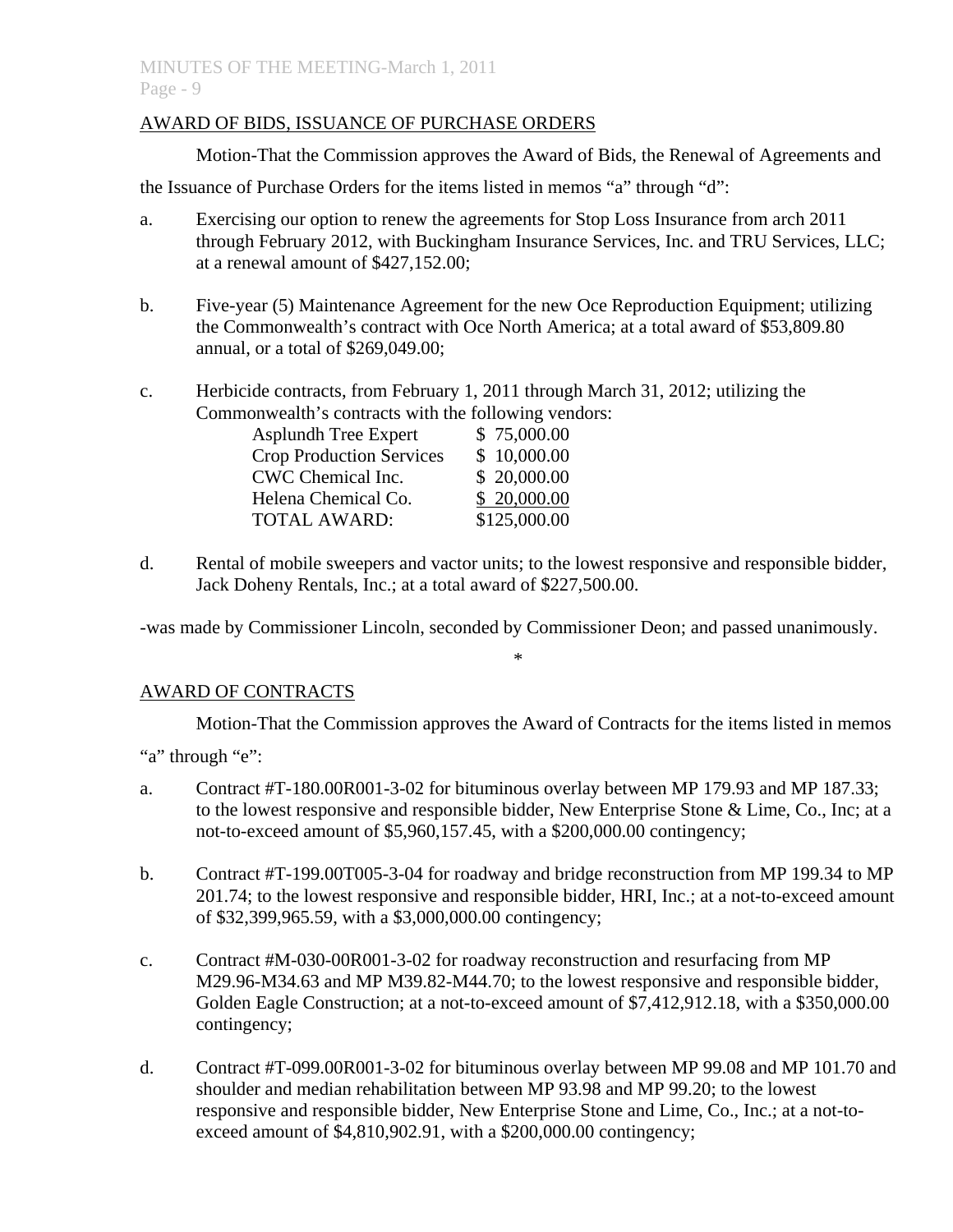AWARD OF BIDS, ISSUANCE OF PURCHASE ORDERS

Motion-That the Commission approves the Award of Bids, the Renewal of Agreements and the Issuance of Purchase Orders for the items listed in memos "a" through "d":

a. Exercising our option to renew the agreements for Stop Loss Insurance from arch 2011 through February 2012, with Buckingham Insurance Services, Inc. and TRU Services, LLC; at a renewal amount of $427,152.00;

b. Five-year (5) Maintenance Agreement for the new Oce Reproduction Equipment; utilizing the Commonwealth's contract with Oce North America; at a total award of $53,809.80 annual, or a total of $269,049.00;

c. Herbicide contracts, from February 1, 2011 through March 31, 2012; utilizing the Commonwealth's contracts with the following vendors:

| | |
|---|---|
| Asplundh Tree Expert | $ 75,000.00 |
| Crop Production Services | $ 10,000.00 |
| CWC Chemical Inc. | $ 20,000.00 |
| Helena Chemical Co. | $ 20,000.00 |
| TOTAL AWARD: | $125,000.00 |

d. Rental of mobile sweepers and vactor units; to the lowest responsive and responsible bidder, Jack Doheny Rentals, Inc.; at a total award of $227,500.00.

-was made by Commissioner Lincoln, seconded by Commissioner Deon; and passed unanimously.

*

AWARD OF CONTRACTS

Motion-That the Commission approves the Award of Contracts for the items listed in memos "a" through "e":

a. Contract #T-180.00R001-3-02 for bituminous overlay between MP 179.93 and MP 187.33; to the lowest responsive and responsible bidder, New Enterprise Stone & Lime, Co., Inc; at a not-to-exceed amount of $5,960,157.45, with a $200,000.00 contingency;

b. Contract #T-199.00T005-3-04 for roadway and bridge reconstruction from MP 199.34 to MP 201.74; to the lowest responsive and responsible bidder, HRI, Inc.; at a not-to-exceed amount of $32,399,965.59, with a $3,000,000.00 contingency;

c. Contract #M-030-00R001-3-02 for roadway reconstruction and resurfacing from MP M29.96-M34.63 and MP M39.82-M44.70; to the lowest responsive and responsible bidder, Golden Eagle Construction; at a not-to-exceed amount of $7,412,912.18, with a $350,000.00 contingency;

d. Contract #T-099.00R001-3-02 for bituminous overlay between MP 99.08 and MP 101.70 and shoulder and median rehabilitation between MP 93.98 and MP 99.20; to the lowest responsive and responsible bidder, New Enterprise Stone and Lime, Co., Inc.; at a not-to-exceed amount of $4,810,902.91, with a $200,000.00 contingency;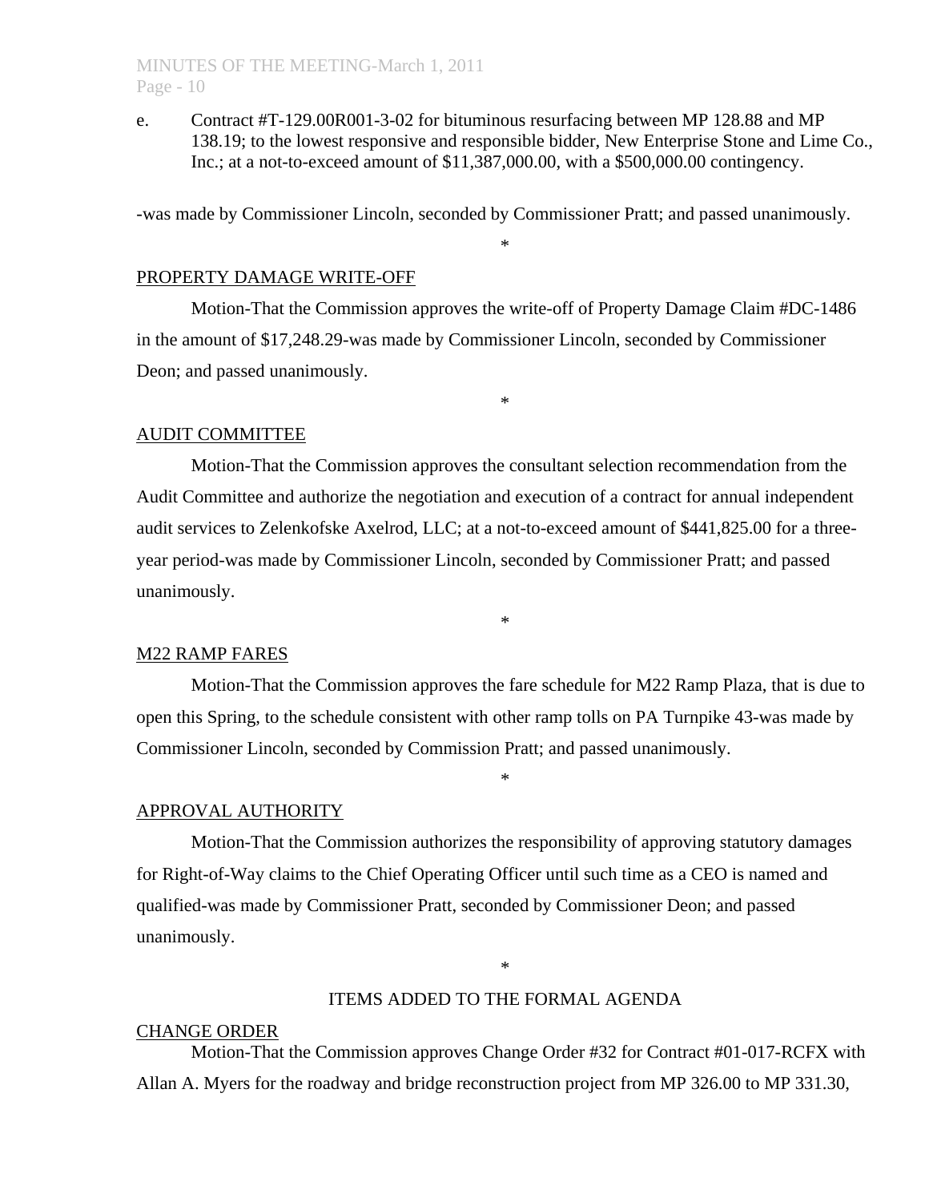e. Contract #T-129.00R001-3-02 for bituminous resurfacing between MP 128.88 and MP 138.19; to the lowest responsive and responsible bidder, New Enterprise Stone and Lime Co., Inc.; at a not-to-exceed amount of $11,387,000.00, with a $500,000.00 contingency.

-was made by Commissioner Lincoln, seconded by Commissioner Pratt; and passed unanimously.

*

PROPERTY DAMAGE WRITE-OFF

Motion-That the Commission approves the write-off of Property Damage Claim #DC-1486 in the amount of $17,248.29-was made by Commissioner Lincoln, seconded by Commissioner Deon; and passed unanimously.

*

AUDIT COMMITTEE

Motion-That the Commission approves the consultant selection recommendation from the Audit Committee and authorize the negotiation and execution of a contract for annual independent audit services to Zelenkofske Axelrod, LLC; at a not-to-exceed amount of $441,825.00 for a three-year period-was made by Commissioner Lincoln, seconded by Commissioner Pratt; and passed unanimously.

*

M22 RAMP FARES

Motion-That the Commission approves the fare schedule for M22 Ramp Plaza, that is due to open this Spring, to the schedule consistent with other ramp tolls on PA Turnpike 43-was made by Commissioner Lincoln, seconded by Commission Pratt; and passed unanimously.

*

APPROVAL AUTHORITY

Motion-That the Commission authorizes the responsibility of approving statutory damages for Right-of-Way claims to the Chief Operating Officer until such time as a CEO is named and qualified-was made by Commissioner Pratt, seconded by Commissioner Deon; and passed unanimously.

*

ITEMS ADDED TO THE FORMAL AGENDA

CHANGE ORDER

Motion-That the Commission approves Change Order #32 for Contract #01-017-RCFX with Allan A. Myers for the roadway and bridge reconstruction project from MP 326.00 to MP 331.30,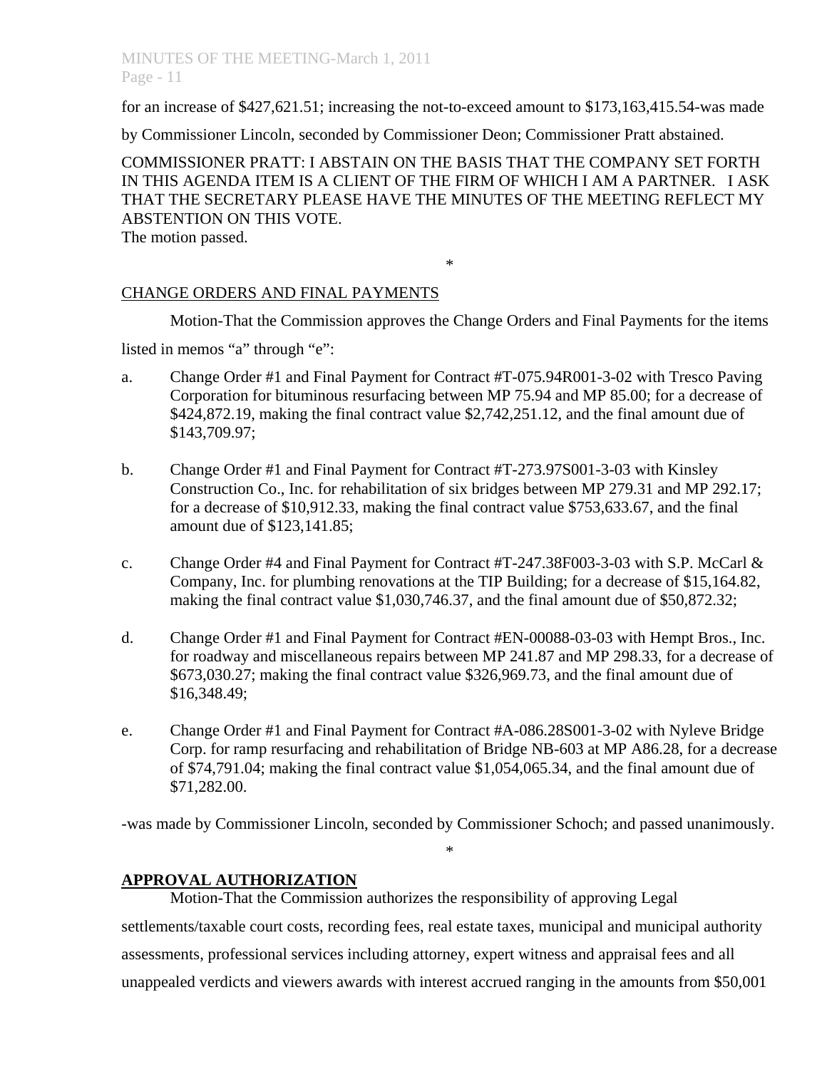for an increase of $427,621.51; increasing the not-to-exceed amount to $173,163,415.54-was made by Commissioner Lincoln, seconded by Commissioner Deon; Commissioner Pratt abstained.

COMMISSIONER PRATT: I ABSTAIN ON THE BASIS THAT THE COMPANY SET FORTH IN THIS AGENDA ITEM IS A CLIENT OF THE FIRM OF WHICH I AM A PARTNER. I ASK THAT THE SECRETARY PLEASE HAVE THE MINUTES OF THE MEETING REFLECT MY ABSTENTION ON THIS VOTE.
The motion passed.

*

CHANGE ORDERS AND FINAL PAYMENTS

Motion-That the Commission approves the Change Orders and Final Payments for the items listed in memos "a" through "e":

a. Change Order #1 and Final Payment for Contract #T-075.94R001-3-02 with Tresco Paving Corporation for bituminous resurfacing between MP 75.94 and MP 85.00; for a decrease of $424,872.19, making the final contract value $2,742,251.12, and the final amount due of $143,709.97;

b. Change Order #1 and Final Payment for Contract #T-273.97S001-3-03 with Kinsley Construction Co., Inc. for rehabilitation of six bridges between MP 279.31 and MP 292.17; for a decrease of $10,912.33, making the final contract value $753,633.67, and the final amount due of $123,141.85;

c. Change Order #4 and Final Payment for Contract #T-247.38F003-3-03 with S.P. McCarl & Company, Inc. for plumbing renovations at the TIP Building; for a decrease of $15,164.82, making the final contract value $1,030,746.37, and the final amount due of $50,872.32;

d. Change Order #1 and Final Payment for Contract #EN-00088-03-03 with Hempt Bros., Inc. for roadway and miscellaneous repairs between MP 241.87 and MP 298.33, for a decrease of $673,030.27; making the final contract value $326,969.73, and the final amount due of $16,348.49;

e. Change Order #1 and Final Payment for Contract #A-086.28S001-3-02 with Nyleve Bridge Corp. for ramp resurfacing and rehabilitation of Bridge NB-603 at MP A86.28, for a decrease of $74,791.04; making the final contract value $1,054,065.34, and the final amount due of $71,282.00.

-was made by Commissioner Lincoln, seconded by Commissioner Schoch; and passed unanimously.

*

**APPROVAL AUTHORIZATION**

Motion-That the Commission authorizes the responsibility of approving Legal settlements/taxable court costs, recording fees, real estate taxes, municipal and municipal authority assessments, professional services including attorney, expert witness and appraisal fees and all unappealed verdicts and viewers awards with interest accrued ranging in the amounts from $50,001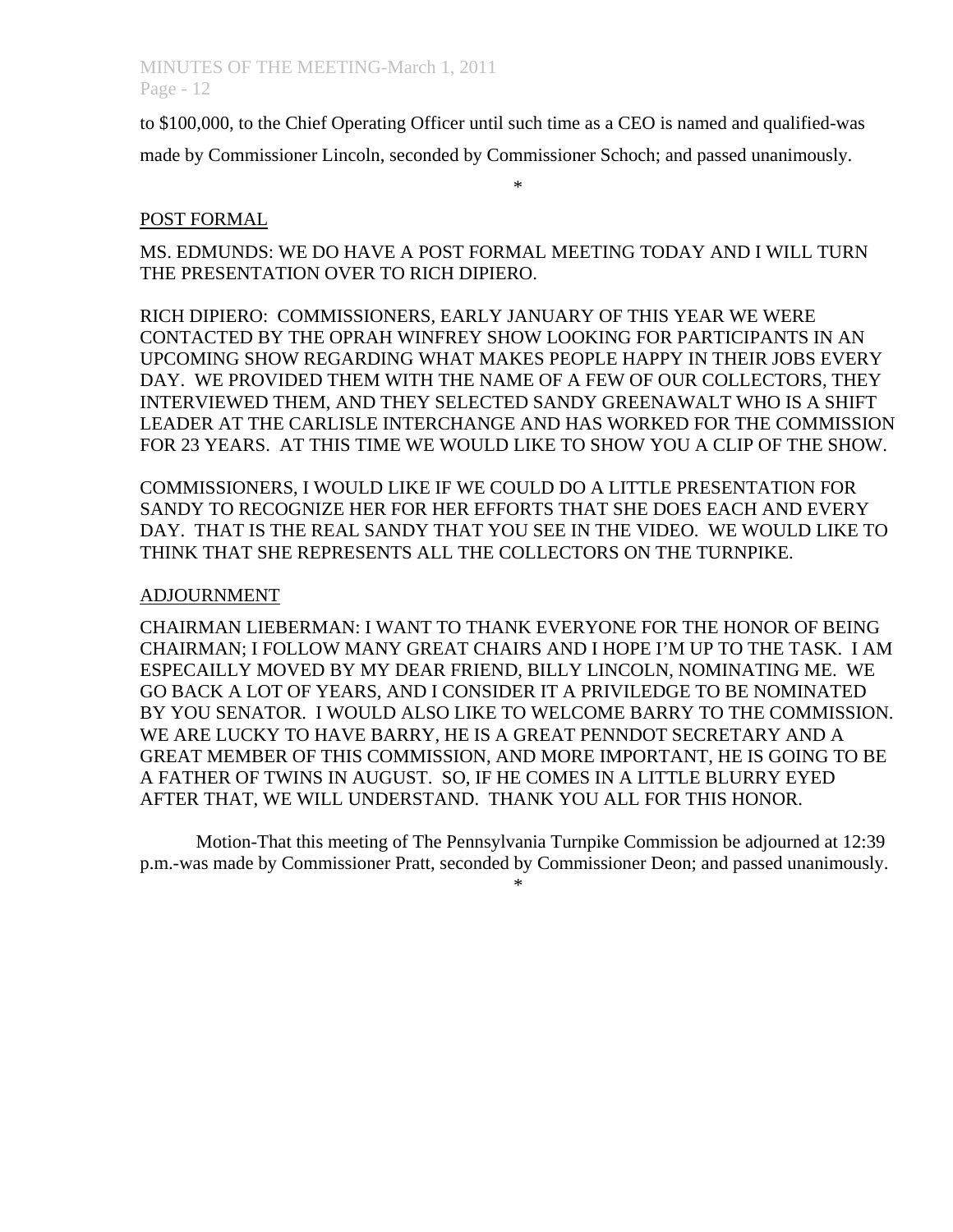to $100,000, to the Chief Operating Officer until such time as a CEO is named and qualified-was made by Commissioner Lincoln, seconded by Commissioner Schoch; and passed unanimously.

*

POST FORMAL

MS. EDMUNDS: WE DO HAVE A POST FORMAL MEETING TODAY AND I WILL TURN THE PRESENTATION OVER TO RICH DIPIERO.

RICH DIPIERO: COMMISSIONERS, EARLY JANUARY OF THIS YEAR WE WERE CONTACTED BY THE OPRAH WINFREY SHOW LOOKING FOR PARTICIPANTS IN AN UPCOMING SHOW REGARDING WHAT MAKES PEOPLE HAPPY IN THEIR JOBS EVERY DAY. WE PROVIDED THEM WITH THE NAME OF A FEW OF OUR COLLECTORS, THEY INTERVIEWED THEM, AND THEY SELECTED SANDY GREENAWALT WHO IS A SHIFT LEADER AT THE CARLISLE INTERCHANGE AND HAS WORKED FOR THE COMMISSION FOR 23 YEARS. AT THIS TIME WE WOULD LIKE TO SHOW YOU A CLIP OF THE SHOW.

COMMISSIONERS, I WOULD LIKE IF WE COULD DO A LITTLE PRESENTATION FOR SANDY TO RECOGNIZE HER FOR HER EFFORTS THAT SHE DOES EACH AND EVERY DAY. THAT IS THE REAL SANDY THAT YOU SEE IN THE VIDEO. WE WOULD LIKE TO THINK THAT SHE REPRESENTS ALL THE COLLECTORS ON THE TURNPIKE.

ADJOURNMENT

CHAIRMAN LIEBERMAN: I WANT TO THANK EVERYONE FOR THE HONOR OF BEING CHAIRMAN; I FOLLOW MANY GREAT CHAIRS AND I HOPE I'M UP TO THE TASK. I AM ESPECAILLY MOVED BY MY DEAR FRIEND, BILLY LINCOLN, NOMINATING ME. WE GO BACK A LOT OF YEARS, AND I CONSIDER IT A PRIVILEDGE TO BE NOMINATED BY YOU SENATOR. I WOULD ALSO LIKE TO WELCOME BARRY TO THE COMMISSION. WE ARE LUCKY TO HAVE BARRY, HE IS A GREAT PENNDOT SECRETARY AND A GREAT MEMBER OF THIS COMMISSION, AND MORE IMPORTANT, HE IS GOING TO BE A FATHER OF TWINS IN AUGUST. SO, IF HE COMES IN A LITTLE BLURRY EYED AFTER THAT, WE WILL UNDERSTAND. THANK YOU ALL FOR THIS HONOR.

Motion-That this meeting of The Pennsylvania Turnpike Commission be adjourned at 12:39 p.m.-was made by Commissioner Pratt, seconded by Commissioner Deon; and passed unanimously.

*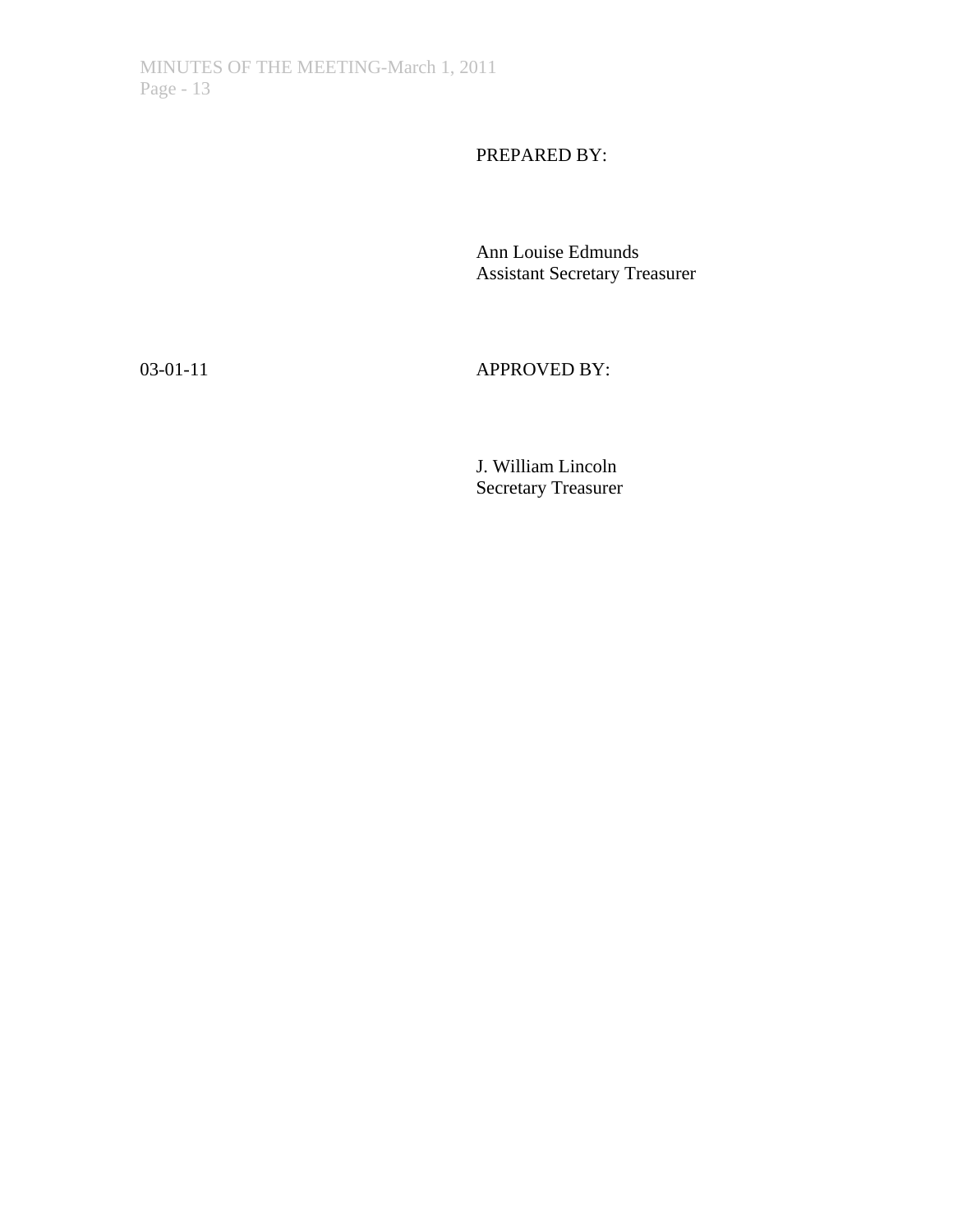PREPARED BY:

Ann Louise Edmunds
Assistant Secretary Treasurer

03-01-11

APPROVED BY:

J. William Lincoln
Secretary Treasurer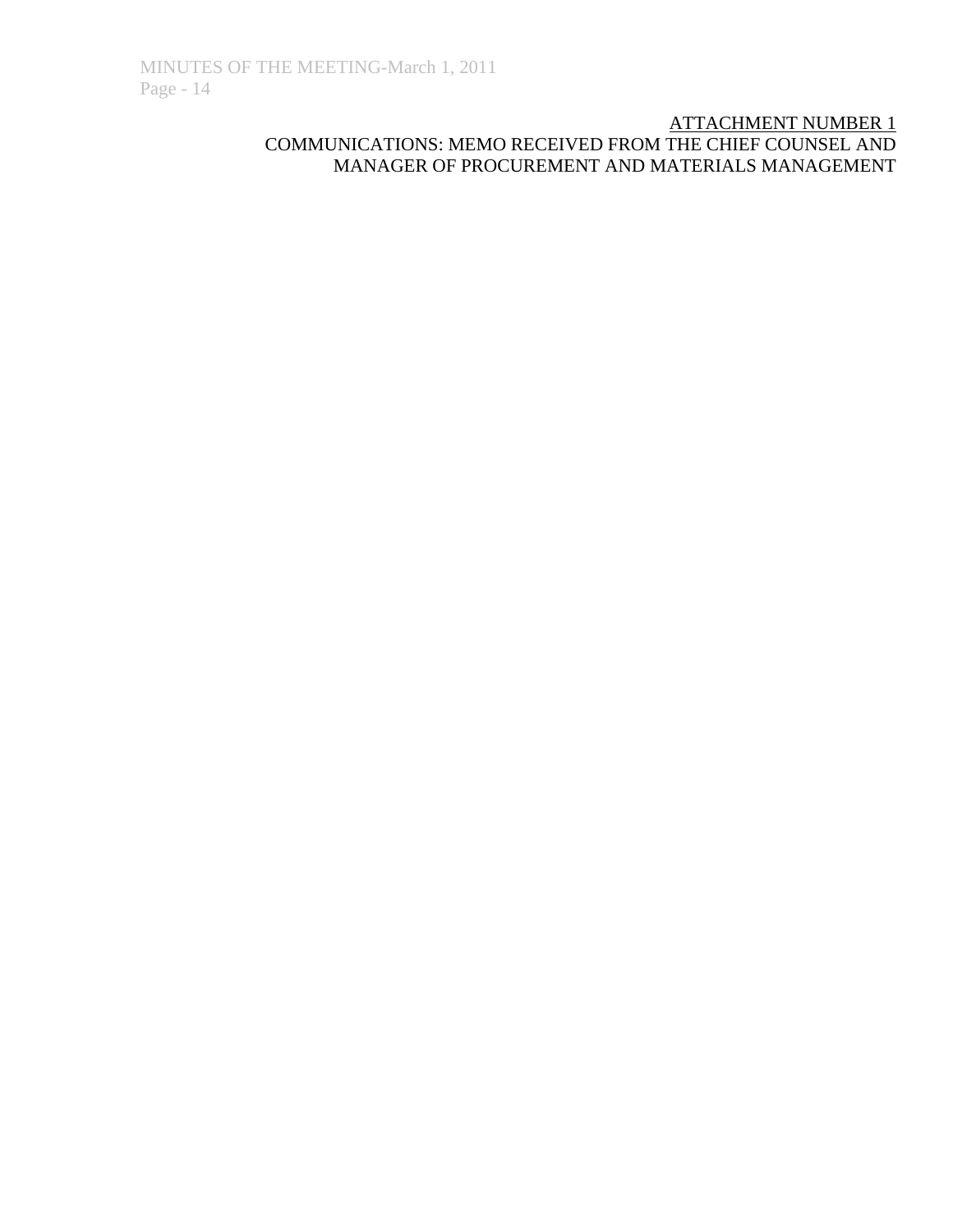<u>ATTACHMENT NUMBER 1</u>

COMMUNICATIONS: MEMO RECEIVED FROM THE CHIEF COUNSEL AND MANAGER OF PROCUREMENT AND MATERIALS MANAGEMENT